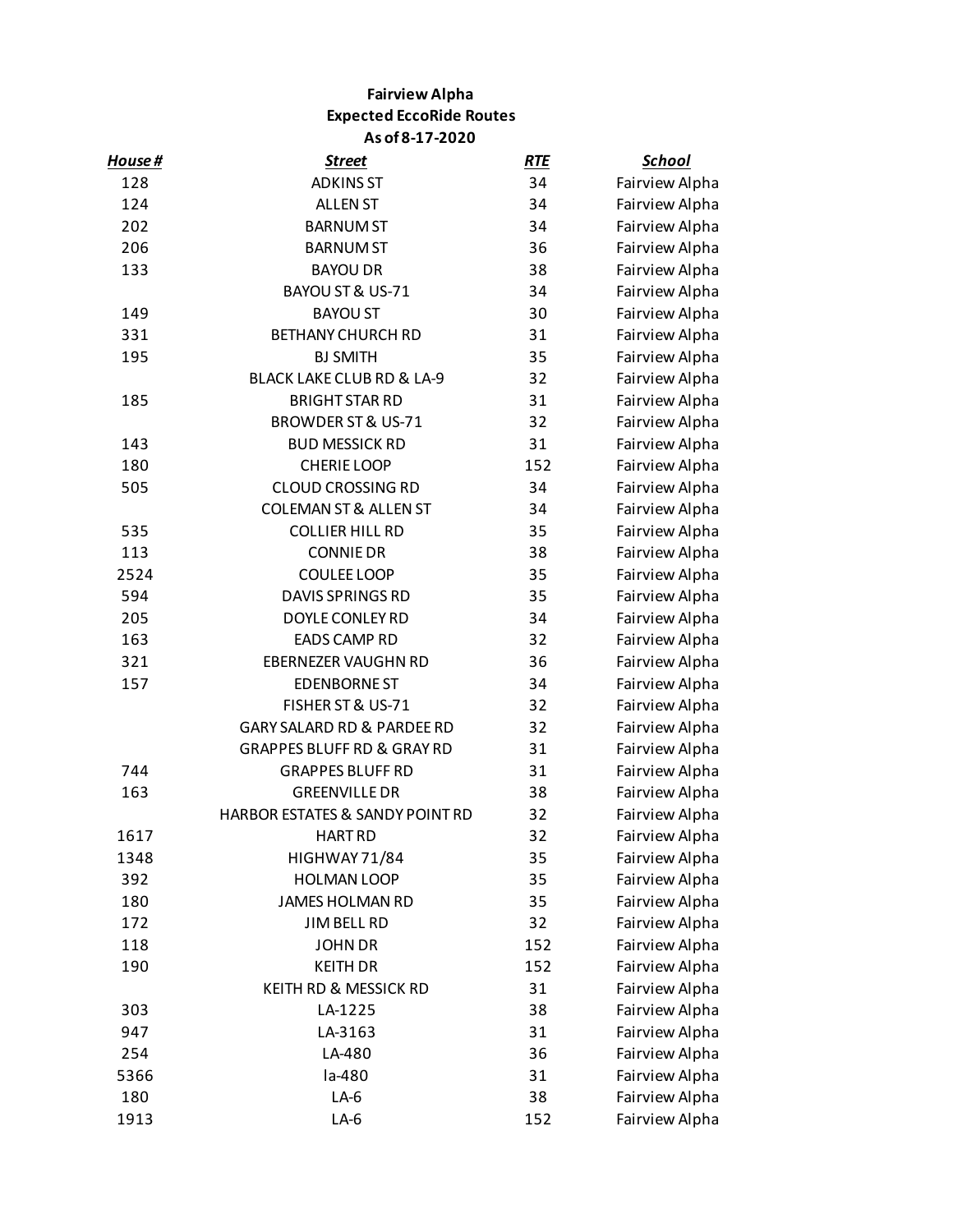**Fairview Alpha**
**Expected EccoRide Routes**
**As of 8-17-2020**

| ***House #*** | ***Street*** | ***RTE*** | ***School*** |
|---|---|---|---|
| 128 | ADKINS ST | 34 | Fairview Alpha |
| 124 | ALLEN ST | 34 | Fairview Alpha |
| 202 | BARNUM ST | 34 | Fairview Alpha |
| 206 | BARNUM ST | 36 | Fairview Alpha |
| 133 | BAYOU DR | 38 | Fairview Alpha |
| | BAYOU ST & US-71 | 34 | Fairview Alpha |
| 149 | BAYOU ST | 30 | Fairview Alpha |
| 331 | BETHANY CHURCH RD | 31 | Fairview Alpha |
| 195 | BJ SMITH | 35 | Fairview Alpha |
| | BLACK LAKE CLUB RD & LA-9 | 32 | Fairview Alpha |
| 185 | BRIGHT STAR RD | 31 | Fairview Alpha |
| | BROWDER ST & US-71 | 32 | Fairview Alpha |
| 143 | BUD MESSICK RD | 31 | Fairview Alpha |
| 180 | CHERIE LOOP | 152 | Fairview Alpha |
| 505 | CLOUD CROSSING RD | 34 | Fairview Alpha |
| | COLEMAN ST & ALLEN ST | 34 | Fairview Alpha |
| 535 | COLLIER HILL RD | 35 | Fairview Alpha |
| 113 | CONNIE DR | 38 | Fairview Alpha |
| 2524 | COULEE LOOP | 35 | Fairview Alpha |
| 594 | DAVIS SPRINGS RD | 35 | Fairview Alpha |
| 205 | DOYLE CONLEY RD | 34 | Fairview Alpha |
| 163 | EADS CAMP RD | 32 | Fairview Alpha |
| 321 | EBERNEZER VAUGHN RD | 36 | Fairview Alpha |
| 157 | EDENBORNE ST | 34 | Fairview Alpha |
| | FISHER ST & US-71 | 32 | Fairview Alpha |
| | GARY SALARD RD & PARDEE RD | 32 | Fairview Alpha |
| | GRAPPES BLUFF RD & GRAY RD | 31 | Fairview Alpha |
| 744 | GRAPPES BLUFF RD | 31 | Fairview Alpha |
| 163 | GREENVILLE DR | 38 | Fairview Alpha |
| | HARBOR ESTATES & SANDY POINT RD | 32 | Fairview Alpha |
| 1617 | HART RD | 32 | Fairview Alpha |
| 1348 | HIGHWAY 71/84 | 35 | Fairview Alpha |
| 392 | HOLMAN LOOP | 35 | Fairview Alpha |
| 180 | JAMES HOLMAN RD | 35 | Fairview Alpha |
| 172 | JIM BELL RD | 32 | Fairview Alpha |
| 118 | JOHN DR | 152 | Fairview Alpha |
| 190 | KEITH DR | 152 | Fairview Alpha |
| | KEITH RD & MESSICK RD | 31 | Fairview Alpha |
| 303 | LA-1225 | 38 | Fairview Alpha |
| 947 | LA-3163 | 31 | Fairview Alpha |
| 254 | LA-480 | 36 | Fairview Alpha |
| 5366 | la-480 | 31 | Fairview Alpha |
| 180 | LA-6 | 38 | Fairview Alpha |
| 1913 | LA-6 | 152 | Fairview Alpha |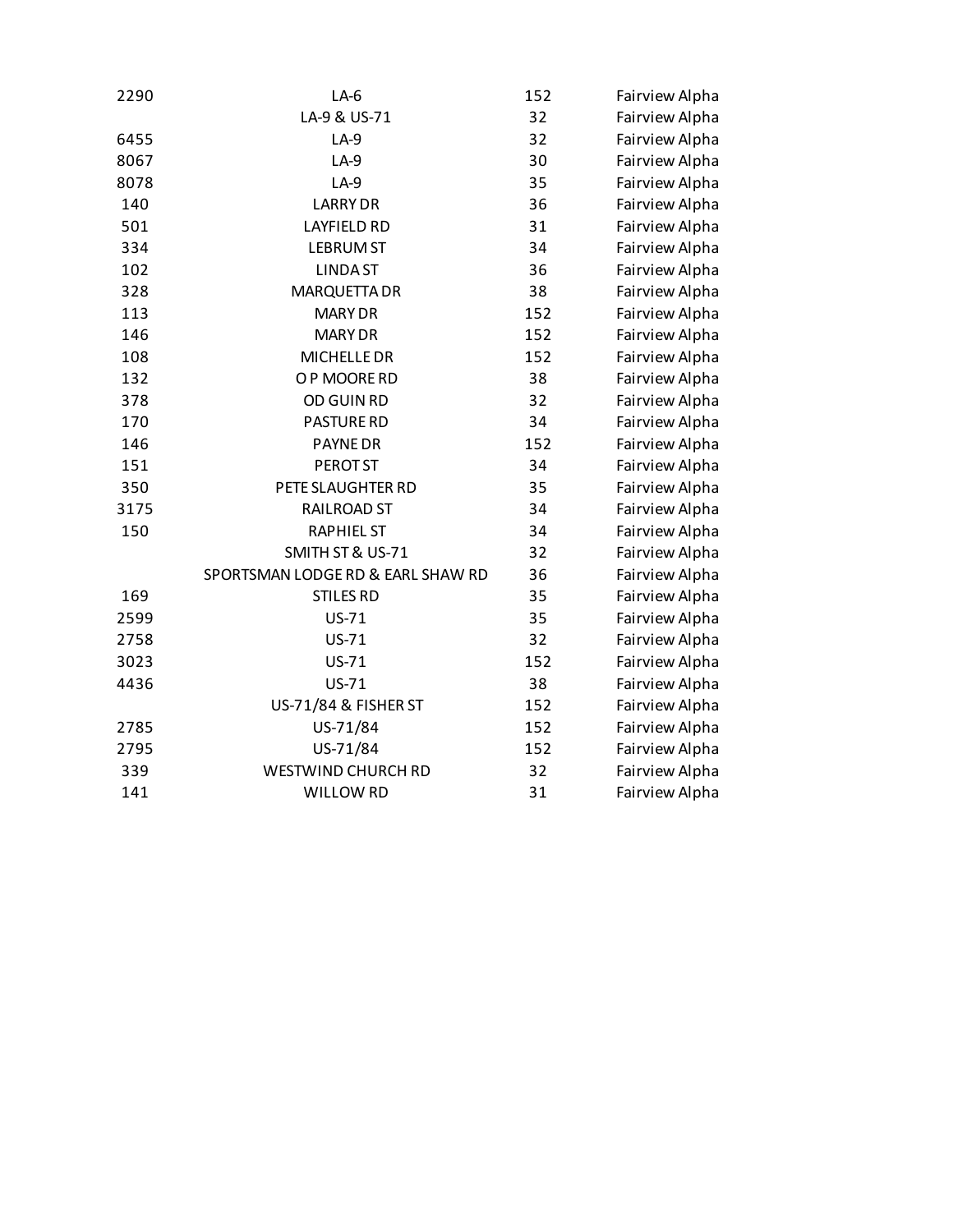| | | | |
|---|---|---|---|
| 2290 | LA-6 | 152 | Fairview Alpha |
| | LA-9 & US-71 | 32 | Fairview Alpha |
| 6455 | LA-9 | 32 | Fairview Alpha |
| 8067 | LA-9 | 30 | Fairview Alpha |
| 8078 | LA-9 | 35 | Fairview Alpha |
| 140 | LARRY DR | 36 | Fairview Alpha |
| 501 | LAYFIELD RD | 31 | Fairview Alpha |
| 334 | LEBRUM ST | 34 | Fairview Alpha |
| 102 | LINDA ST | 36 | Fairview Alpha |
| 328 | MARQUETTA DR | 38 | Fairview Alpha |
| 113 | MARY DR | 152 | Fairview Alpha |
| 146 | MARY DR | 152 | Fairview Alpha |
| 108 | MICHELLE DR | 152 | Fairview Alpha |
| 132 | O P MOORE RD | 38 | Fairview Alpha |
| 378 | OD GUIN RD | 32 | Fairview Alpha |
| 170 | PASTURE RD | 34 | Fairview Alpha |
| 146 | PAYNE DR | 152 | Fairview Alpha |
| 151 | PEROT ST | 34 | Fairview Alpha |
| 350 | PETE SLAUGHTER RD | 35 | Fairview Alpha |
| 3175 | RAILROAD ST | 34 | Fairview Alpha |
| 150 | RAPHIEL ST | 34 | Fairview Alpha |
| | SMITH ST & US-71 | 32 | Fairview Alpha |
| | SPORTSMAN LODGE RD & EARL SHAW RD | 36 | Fairview Alpha |
| 169 | STILES RD | 35 | Fairview Alpha |
| 2599 | US-71 | 35 | Fairview Alpha |
| 2758 | US-71 | 32 | Fairview Alpha |
| 3023 | US-71 | 152 | Fairview Alpha |
| 4436 | US-71 | 38 | Fairview Alpha |
| | US-71/84 & FISHER ST | 152 | Fairview Alpha |
| 2785 | US-71/84 | 152 | Fairview Alpha |
| 2795 | US-71/84 | 152 | Fairview Alpha |
| 339 | WESTWIND CHURCH RD | 32 | Fairview Alpha |
| 141 | WILLOW RD | 31 | Fairview Alpha |